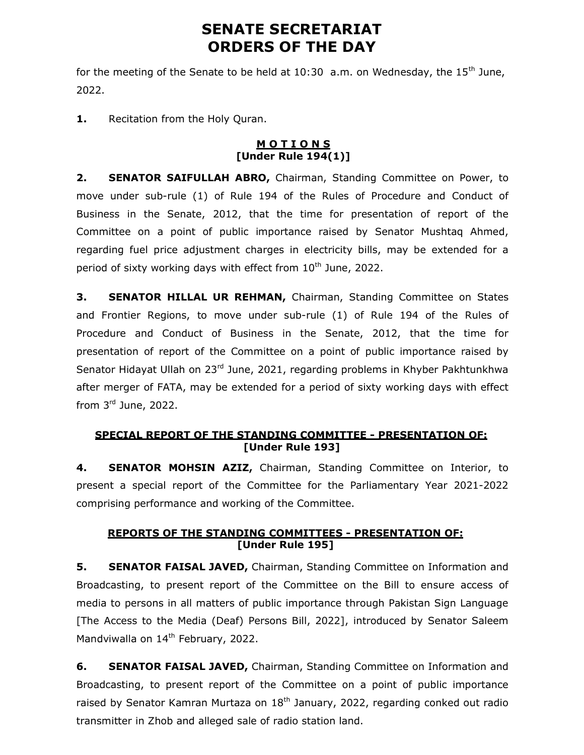# SENATE SECRETARIAT
# ORDERS OF THE DAY

for the meeting of the Senate to be held at 10:30 a.m. on Wednesday, the 15th June, 2022.

**1.** Recitation from the Holy Quran.

### M O T I O N S
### [Under Rule 194(1)]

**2. SENATOR SAIFULLAH ABRO,** Chairman, Standing Committee on Power, to move under sub-rule (1) of Rule 194 of the Rules of Procedure and Conduct of Business in the Senate, 2012, that the time for presentation of report of the Committee on a point of public importance raised by Senator Mushtaq Ahmed, regarding fuel price adjustment charges in electricity bills, may be extended for a period of sixty working days with effect from 10th June, 2022.

**3. SENATOR HILLAL UR REHMAN,** Chairman, Standing Committee on States and Frontier Regions, to move under sub-rule (1) of Rule 194 of the Rules of Procedure and Conduct of Business in the Senate, 2012, that the time for presentation of report of the Committee on a point of public importance raised by Senator Hidayat Ullah on 23rd June, 2021, regarding problems in Khyber Pakhtunkhwa after merger of FATA, may be extended for a period of sixty working days with effect from 3rd June, 2022.

### SPECIAL REPORT OF THE STANDING COMMITTEE - PRESENTATION OF:
### [Under Rule 193]

**4. SENATOR MOHSIN AZIZ,** Chairman, Standing Committee on Interior, to present a special report of the Committee for the Parliamentary Year 2021-2022 comprising performance and working of the Committee.

### REPORTS OF THE STANDING COMMITTEES - PRESENTATION OF:
### [Under Rule 195]

**5. SENATOR FAISAL JAVED,** Chairman, Standing Committee on Information and Broadcasting, to present report of the Committee on the Bill to ensure access of media to persons in all matters of public importance through Pakistan Sign Language [The Access to the Media (Deaf) Persons Bill, 2022], introduced by Senator Saleem Mandviwalla on 14th February, 2022.

**6. SENATOR FAISAL JAVED,** Chairman, Standing Committee on Information and Broadcasting, to present report of the Committee on a point of public importance raised by Senator Kamran Murtaza on 18th January, 2022, regarding conked out radio transmitter in Zhob and alleged sale of radio station land.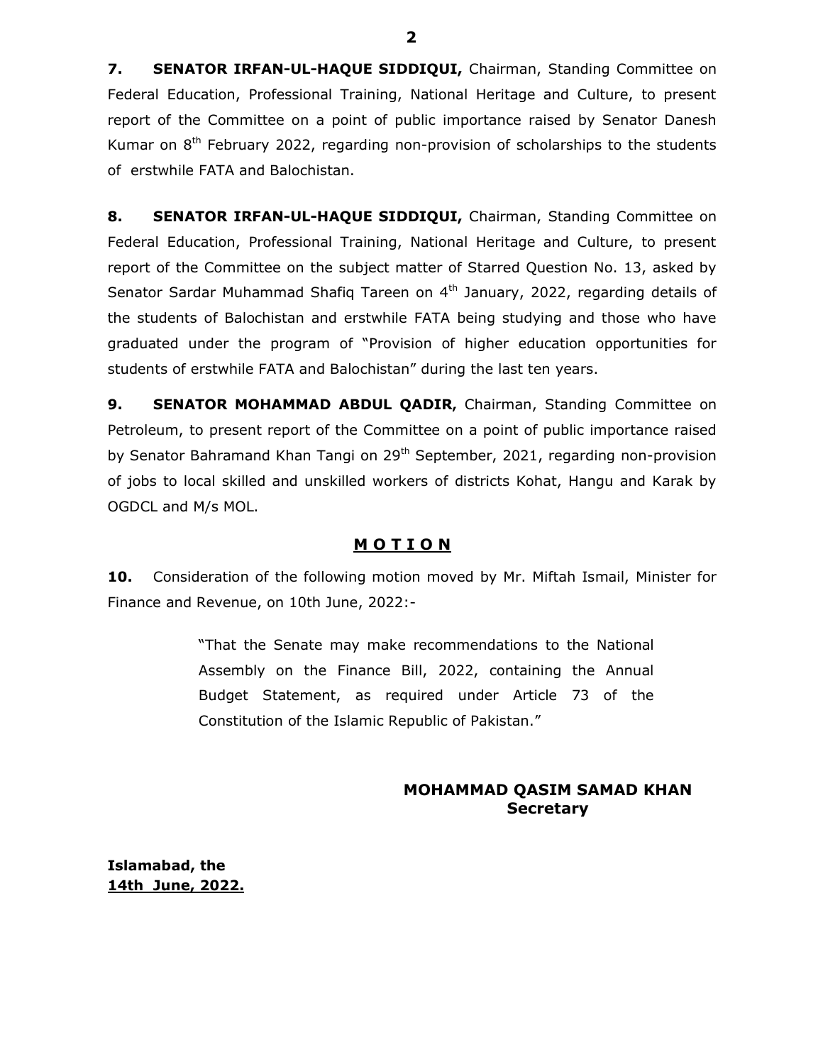**7.** **SENATOR IRFAN-UL-HAQUE SIDDIQUI,** Chairman, Standing Committee on Federal Education, Professional Training, National Heritage and Culture, to present report of the Committee on a point of public importance raised by Senator Danesh Kumar on 8th February 2022, regarding non-provision of scholarships to the students of erstwhile FATA and Balochistan.

**8.** **SENATOR IRFAN-UL-HAQUE SIDDIQUI,** Chairman, Standing Committee on Federal Education, Professional Training, National Heritage and Culture, to present report of the Committee on the subject matter of Starred Question No. 13, asked by Senator Sardar Muhammad Shafiq Tareen on 4th January, 2022, regarding details of the students of Balochistan and erstwhile FATA being studying and those who have graduated under the program of "Provision of higher education opportunities for students of erstwhile FATA and Balochistan" during the last ten years.

**9.** **SENATOR MOHAMMAD ABDUL QADIR,** Chairman, Standing Committee on Petroleum, to present report of the Committee on a point of public importance raised by Senator Bahramand Khan Tangi on 29th September, 2021, regarding non-provision of jobs to local skilled and unskilled workers of districts Kohat, Hangu and Karak by OGDCL and M/s MOL.

## M O T I O N

**10.** Consideration of the following motion moved by Mr. Miftah Ismail, Minister for Finance and Revenue, on 10th June, 2022:-

> "That the Senate may make recommendations to the National Assembly on the Finance Bill, 2022, containing the Annual Budget Statement, as required under Article 73 of the Constitution of the Islamic Republic of Pakistan."

**MOHAMMAD QASIM SAMAD KHAN**
**Secretary**

**Islamabad, the**
**14th June, 2022.**